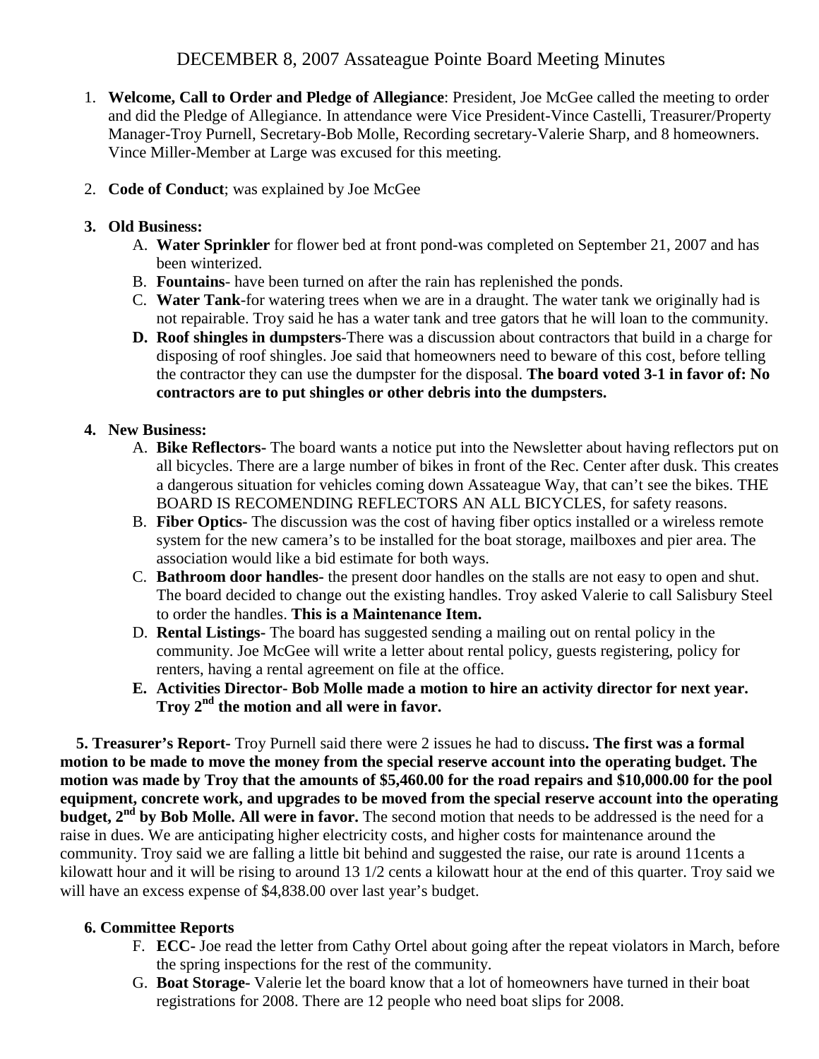# DECEMBER 8, 2007 Assateague Pointe Board Meeting Minutes

1. **Welcome, Call to Order and Pledge of Allegiance**: President, Joe McGee called the meeting to order and did the Pledge of Allegiance. In attendance were Vice President-Vince Castelli, Treasurer/Property Manager-Troy Purnell, Secretary-Bob Molle, Recording secretary-Valerie Sharp, and 8 homeowners. Vince Miller-Member at Large was excused for this meeting.

2. **Code of Conduct**; was explained by Joe McGee

3. **Old Business:**
   A. **Water Sprinkler** for flower bed at front pond-was completed on September 21, 2007 and has been winterized.
   B. **Fountains**- have been turned on after the rain has replenished the ponds.
   C. **Water Tank**-for watering trees when we are in a draught. The water tank we originally had is not repairable. Troy said he has a water tank and tree gators that he will loan to the community.
   **D. Roof shingles in dumpsters**-There was a discussion about contractors that build in a charge for disposing of roof shingles. Joe said that homeowners need to beware of this cost, before telling the contractor they can use the dumpster for the disposal. **The board voted 3-1 in favor of: No contractors are to put shingles or other debris into the dumpsters.**

4. **New Business:**
   A. **Bike Reflectors**- The board wants a notice put into the Newsletter about having reflectors put on all bicycles. There are a large number of bikes in front of the Rec. Center after dusk. This creates a dangerous situation for vehicles coming down Assateague Way, that can't see the bikes. THE BOARD IS RECOMENDING REFLECTORS AN ALL BICYCLES, for safety reasons.
   B. **Fiber Optics**- The discussion was the cost of having fiber optics installed or a wireless remote system for the new camera's to be installed for the boat storage, mailboxes and pier area. The association would like a bid estimate for both ways.
   C. **Bathroom door handles**- the present door handles on the stalls are not easy to open and shut. The board decided to change out the existing handles. Troy asked Valerie to call Salisbury Steel to order the handles. **This is a Maintenance Item.**
   D. **Rental Listings**- The board has suggested sending a mailing out on rental policy in the community. Joe McGee will write a letter about rental policy, guests registering, policy for renters, having a rental agreement on file at the office.
   **E. Activities Director- Bob Molle made a motion to hire an activity director for next year. Troy 2nd the motion and all were in favor.**

5. **Treasurer's Report**- Troy Purnell said there were 2 issues he had to discuss**. The first was a formal motion to be made to move the money from the special reserve account into the operating budget. The motion was made by Troy that the amounts of $5,460.00 for the road repairs and $10,000.00 for the pool equipment, concrete work, and upgrades to be moved from the special reserve account into the operating budget, 2nd by Bob Molle. All were in favor.** The second motion that needs to be addressed is the need for a raise in dues. We are anticipating higher electricity costs, and higher costs for maintenance around the community. Troy said we are falling a little bit behind and suggested the raise, our rate is around 11cents a kilowatt hour and it will be rising to around 13 1/2 cents a kilowatt hour at the end of this quarter. Troy said we will have an excess expense of $4,838.00 over last year's budget.

6. **Committee Reports**
   F. **ECC-** Joe read the letter from Cathy Ortel about going after the repeat violators in March, before the spring inspections for the rest of the community.
   G. **Boat Storage-** Valerie let the board know that a lot of homeowners have turned in their boat registrations for 2008. There are 12 people who need boat slips for 2008.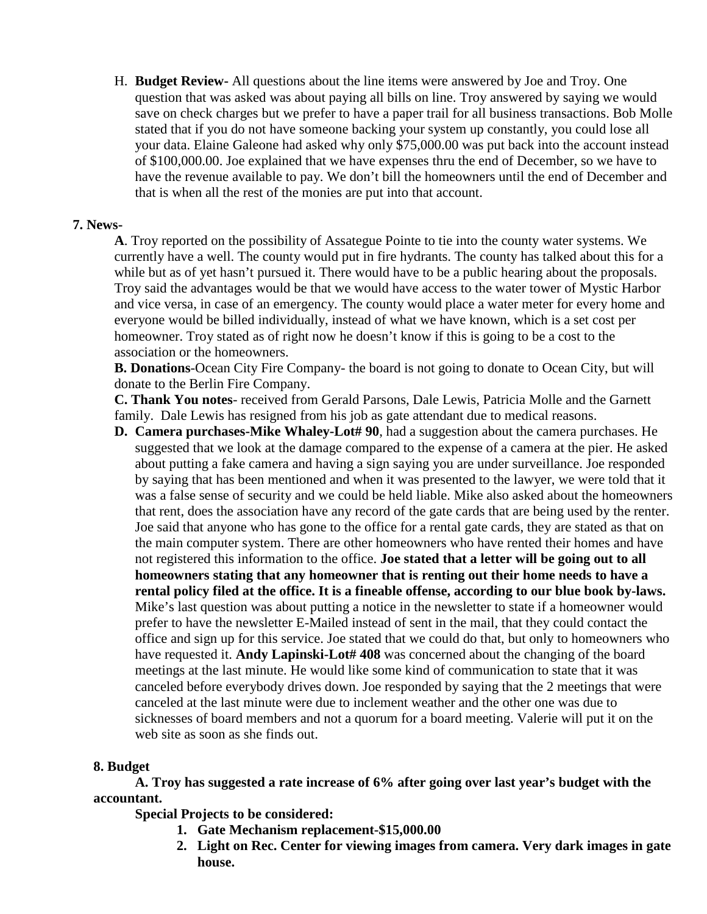H. **Budget Review-** All questions about the line items were answered by Joe and Troy. One question that was asked was about paying all bills on line. Troy answered by saying we would save on check charges but we prefer to have a paper trail for all business transactions. Bob Molle stated that if you do not have someone backing your system up constantly, you could lose all your data. Elaine Galeone had asked why only $75,000.00 was put back into the account instead of $100,000.00. Joe explained that we have expenses thru the end of December, so we have to have the revenue available to pay. We don't bill the homeowners until the end of December and that is when all the rest of the monies are put into that account.

**7. News-**

**A**. Troy reported on the possibility of Assategue Pointe to tie into the county water systems. We currently have a well. The county would put in fire hydrants. The county has talked about this for a while but as of yet hasn't pursued it. There would have to be a public hearing about the proposals. Troy said the advantages would be that we would have access to the water tower of Mystic Harbor and vice versa, in case of an emergency. The county would place a water meter for every home and everyone would be billed individually, instead of what we have known, which is a set cost per homeowner. Troy stated as of right now he doesn't know if this is going to be a cost to the association or the homeowners.

**B. Donations**-Ocean City Fire Company- the board is not going to donate to Ocean City, but will donate to the Berlin Fire Company.

**C. Thank You notes**- received from Gerald Parsons, Dale Lewis, Patricia Molle and the Garnett family. Dale Lewis has resigned from his job as gate attendant due to medical reasons.

**D. Camera purchases-Mike Whaley-Lot# 90**, had a suggestion about the camera purchases. He suggested that we look at the damage compared to the expense of a camera at the pier. He asked about putting a fake camera and having a sign saying you are under surveillance. Joe responded by saying that has been mentioned and when it was presented to the lawyer, we were told that it was a false sense of security and we could be held liable. Mike also asked about the homeowners that rent, does the association have any record of the gate cards that are being used by the renter. Joe said that anyone who has gone to the office for a rental gate cards, they are stated as that on the main computer system. There are other homeowners who have rented their homes and have not registered this information to the office. **Joe stated that a letter will be going out to all homeowners stating that any homeowner that is renting out their home needs to have a rental policy filed at the office. It is a fineable offense, according to our blue book by-laws.** Mike's last question was about putting a notice in the newsletter to state if a homeowner would prefer to have the newsletter E-Mailed instead of sent in the mail, that they could contact the office and sign up for this service. Joe stated that we could do that, but only to homeowners who have requested it. **Andy Lapinski-Lot# 408** was concerned about the changing of the board meetings at the last minute. He would like some kind of communication to state that it was canceled before everybody drives down. Joe responded by saying that the 2 meetings that were canceled at the last minute were due to inclement weather and the other one was due to sicknesses of board members and not a quorum for a board meeting. Valerie will put it on the web site as soon as she finds out.

**8. Budget**

**A. Troy has suggested a rate increase of 6% after going over last year's budget with the accountant.**

**Special Projects to be considered:**

1. **Gate Mechanism replacement-$15,000.00**
2. **Light on Rec. Center for viewing images from camera. Very dark images in gate house.**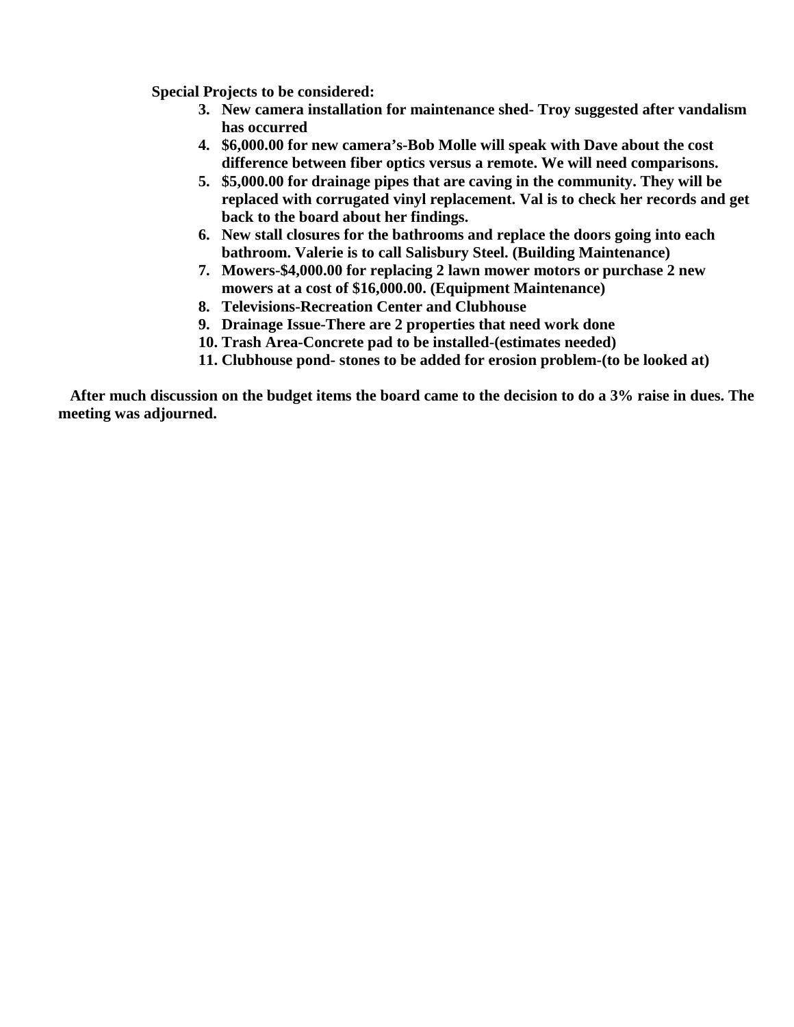**Special Projects to be considered:**

3. **New camera installation for maintenance shed- Troy suggested after vandalism has occurred**
4. **$6,000.00 for new camera's-Bob Molle will speak with Dave about the cost difference between fiber optics versus a remote. We will need comparisons.**
5. **$5,000.00 for drainage pipes that are caving in the community. They will be replaced with corrugated vinyl replacement. Val is to check her records and get back to the board about her findings.**
6. **New stall closures for the bathrooms and replace the doors going into each bathroom. Valerie is to call Salisbury Steel. (Building Maintenance)**
7. **Mowers-$4,000.00 for replacing 2 lawn mower motors or purchase 2 new mowers at a cost of $16,000.00. (Equipment Maintenance)**
8. **Televisions-Recreation Center and Clubhouse**
9. **Drainage Issue-There are 2 properties that need work done**
10. **Trash Area-Concrete pad to be installed-(estimates needed)**
11. **Clubhouse pond- stones to be added for erosion problem-(to be looked at)**

**After much discussion on the budget items the board came to the decision to do a 3% raise in dues. The meeting was adjourned.**